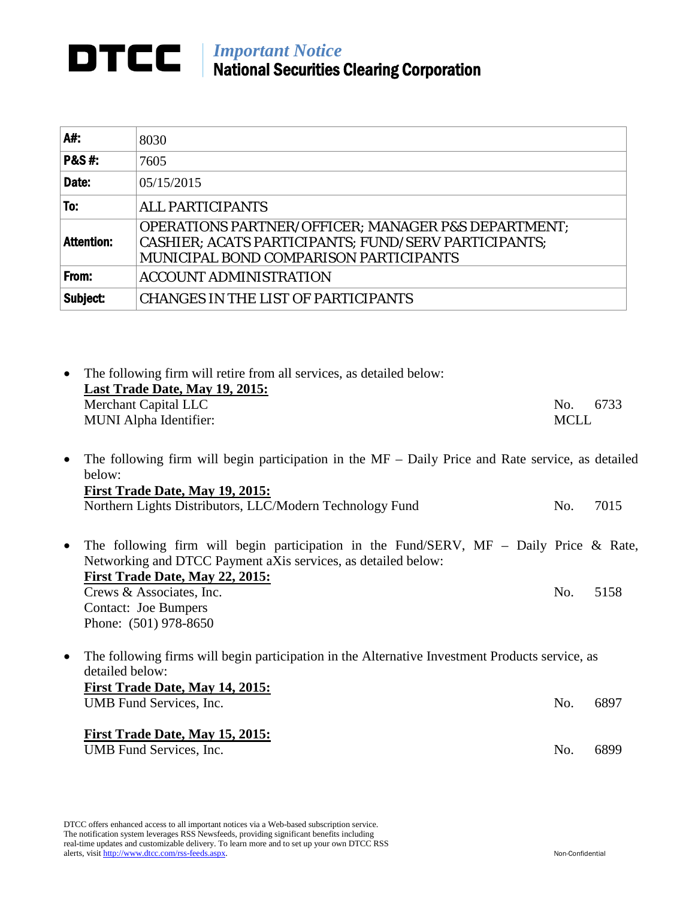# DTCC

*Important Notice*
**National Securities Clearing Corporation**

| **A#:** | 8030 |
|---|---|
| **P&S #:** | 7605 |
| **Date:** | 05/15/2015 |
| **To:** | ALL PARTICIPANTS |
| **Attention:** | OPERATIONS PARTNER/OFFICER; MANAGER P&S DEPARTMENT; CASHIER; ACATS PARTICIPANTS; FUND/SERV PARTICIPANTS; MUNICIPAL BOND COMPARISON PARTICIPANTS |
| **From:** | ACCOUNT ADMINISTRATION |
| **Subject:** | CHANGES IN THE LIST OF PARTICIPANTS |

- The following firm will retire from all services, as detailed below:
  **Last Trade Date, May 19, 2015:**
  Merchant Capital LLC — No. 6733
  MUNI Alpha Identifier: MCLL

- The following firm will begin participation in the MF – Daily Price and Rate service, as detailed below:
  **First Trade Date, May 19, 2015:**
  Northern Lights Distributors, LLC/Modern Technology Fund — No. 7015

- The following firm will begin participation in the Fund/SERV, MF – Daily Price & Rate, Networking and DTCC Payment aXis services, as detailed below:
  **First Trade Date, May 22, 2015:**
  Crews & Associates, Inc. — No. 5158
  Contact: Joe Bumpers
  Phone: (501) 978-8650

- The following firms will begin participation in the Alternative Investment Products service, as detailed below:
  **First Trade Date, May 14, 2015:**
  UMB Fund Services, Inc. — No. 6897

  **First Trade Date, May 15, 2015:**
  UMB Fund Services, Inc. — No. 6899

DTCC offers enhanced access to all important notices via a Web-based subscription service. The notification system leverages RSS Newsfeeds, providing significant benefits including real-time updates and customizable delivery. To learn more and to set up your own DTCC RSS alerts, visit http://www.dtcc.com/rss-feeds.aspx.

Non-Confidential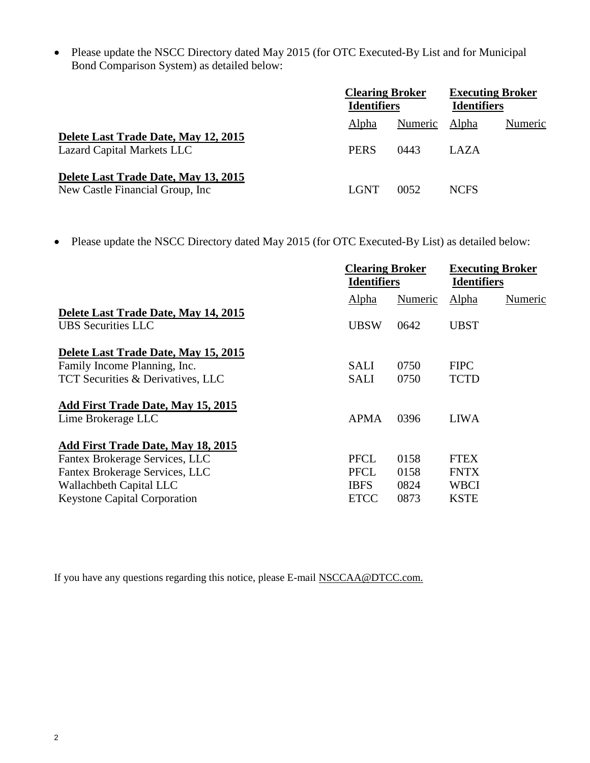- Please update the NSCC Directory dated May 2015 (for OTC Executed-By List and for Municipal Bond Comparison System) as detailed below:

| | Clearing Broker Identifiers | | Executing Broker Identifiers | |
|---|---|---|---|---|
| | Alpha | Numeric | Alpha | Numeric |
| **Delete Last Trade Date, May 12, 2015** | | | | |
| Lazard Capital Markets LLC | PERS | 0443 | LAZA | |
| **Delete Last Trade Date, May 13, 2015** | | | | |
| New Castle Financial Group, Inc | LGNT | 0052 | NCFS | |

- Please update the NSCC Directory dated May 2015 (for OTC Executed-By List) as detailed below:

| | Clearing Broker Identifiers | | Executing Broker Identifiers | |
|---|---|---|---|---|
| | Alpha | Numeric | Alpha | Numeric |
| **Delete Last Trade Date, May 14, 2015** | | | | |
| UBS Securities LLC | UBSW | 0642 | UBST | |
| **Delete Last Trade Date, May 15, 2015** | | | | |
| Family Income Planning, Inc. | SALI | 0750 | FIPC | |
| TCT Securities & Derivatives, LLC | SALI | 0750 | TCTD | |
| **Add First Trade Date, May 15, 2015** | | | | |
| Lime Brokerage LLC | APMA | 0396 | LIWA | |
| **Add First Trade Date, May 18, 2015** | | | | |
| Fantex Brokerage Services, LLC | PFCL | 0158 | FTEX | |
| Fantex Brokerage Services, LLC | PFCL | 0158 | FNTX | |
| Wallachbeth Capital LLC | IBFS | 0824 | WBCI | |
| Keystone Capital Corporation | ETCC | 0873 | KSTE | |

If you have any questions regarding this notice, please E-mail NSCCAA@DTCC.com.